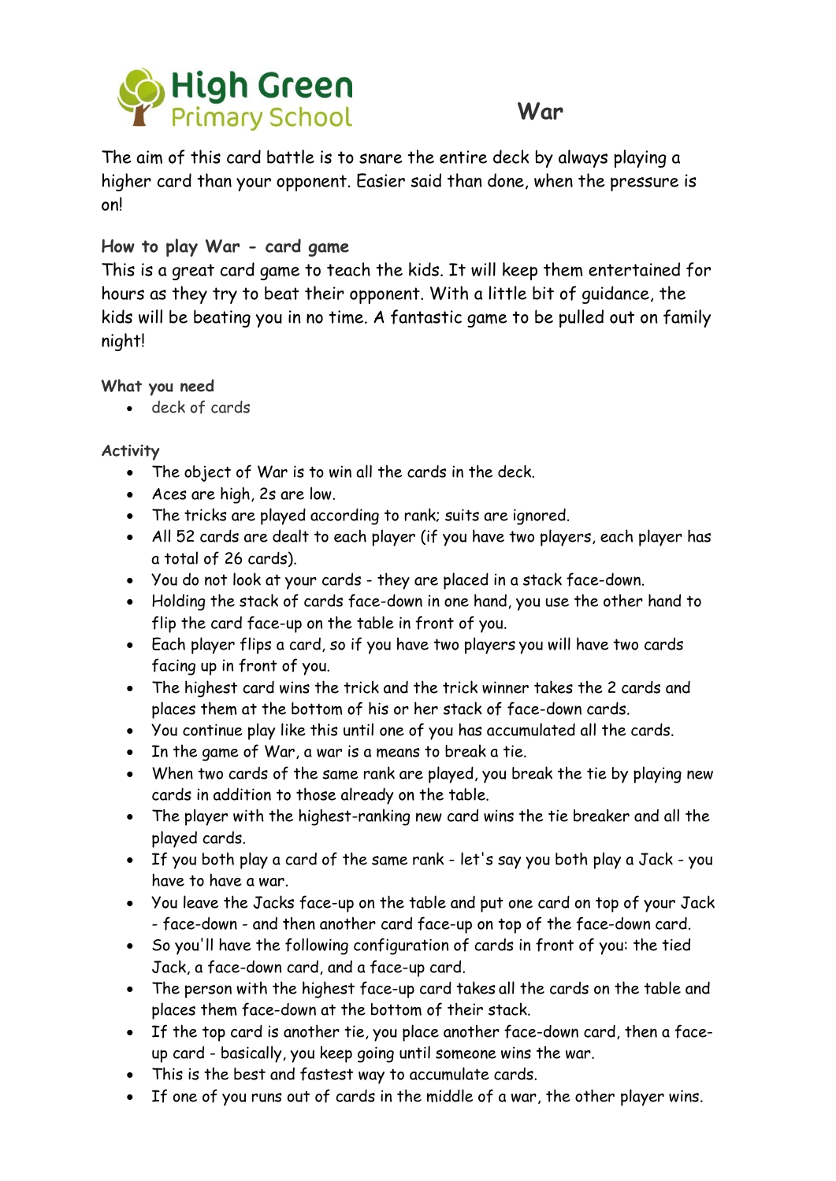High Green Primary School

# War

The aim of this card battle is to snare the entire deck by always playing a higher card than your opponent. Easier said than done, when the pressure is on!

### How to play War - card game

This is a great card game to teach the kids. It will keep them entertained for hours as they try to beat their opponent. With a little bit of guidance, the kids will be beating you in no time. A fantastic game to be pulled out on family night!

### What you need

- deck of cards

### Activity

- The object of War is to win all the cards in the deck.
- Aces are high, 2s are low.
- The tricks are played according to rank; suits are ignored.
- All 52 cards are dealt to each player (if you have two players, each player has a total of 26 cards).
- You do not look at your cards - they are placed in a stack face-down.
- Holding the stack of cards face-down in one hand, you use the other hand to flip the card face-up on the table in front of you.
- Each player flips a card, so if you have two players you will have two cards facing up in front of you.
- The highest card wins the trick and the trick winner takes the 2 cards and places them at the bottom of his or her stack of face-down cards.
- You continue play like this until one of you has accumulated all the cards.
- In the game of War, a war is a means to break a tie.
- When two cards of the same rank are played, you break the tie by playing new cards in addition to those already on the table.
- The player with the highest-ranking new card wins the tie breaker and all the played cards.
- If you both play a card of the same rank - let's say you both play a Jack - you have to have a war.
- You leave the Jacks face-up on the table and put one card on top of your Jack - face-down - and then another card face-up on top of the face-down card.
- So you'll have the following configuration of cards in front of you: the tied Jack, a face-down card, and a face-up card.
- The person with the highest face-up card takes all the cards on the table and places them face-down at the bottom of their stack.
- If the top card is another tie, you place another face-down card, then a face-up card - basically, you keep going until someone wins the war.
- This is the best and fastest way to accumulate cards.
- If one of you runs out of cards in the middle of a war, the other player wins.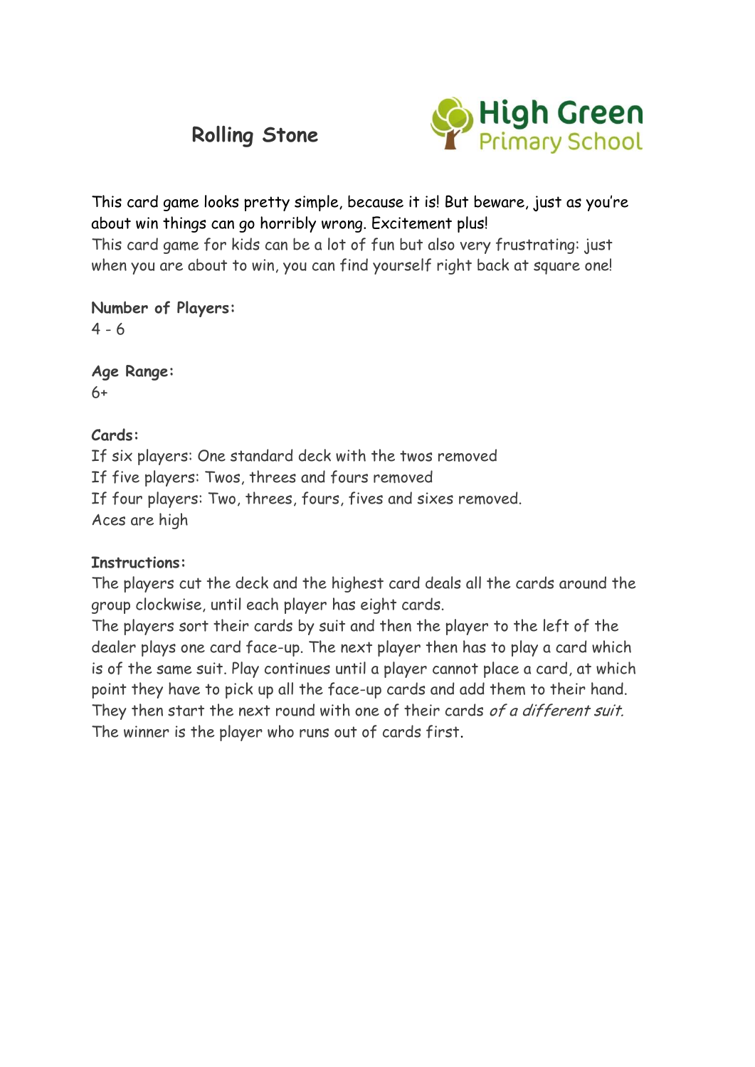# Rolling Stone

High Green Primary School

This card game looks pretty simple, because it is! But beware, just as you're about win things can go horribly wrong. Excitement plus!
This card game for kids can be a lot of fun but also very frustrating: just when you are about to win, you can find yourself right back at square one!

**Number of Players:**
4 - 6

**Age Range:**
6+

**Cards:**
If six players: One standard deck with the twos removed
If five players: Twos, threes and fours removed
If four players: Two, threes, fours, fives and sixes removed.
Aces are high

**Instructions:**
The players cut the deck and the highest card deals all the cards around the group clockwise, until each player has eight cards.
The players sort their cards by suit and then the player to the left of the dealer plays one card face-up. The next player then has to play a card which is of the same suit. Play continues until a player cannot place a card, at which point they have to pick up all the face-up cards and add them to their hand. They then start the next round with one of their cards *of a different suit.*
The winner is the player who runs out of cards first.